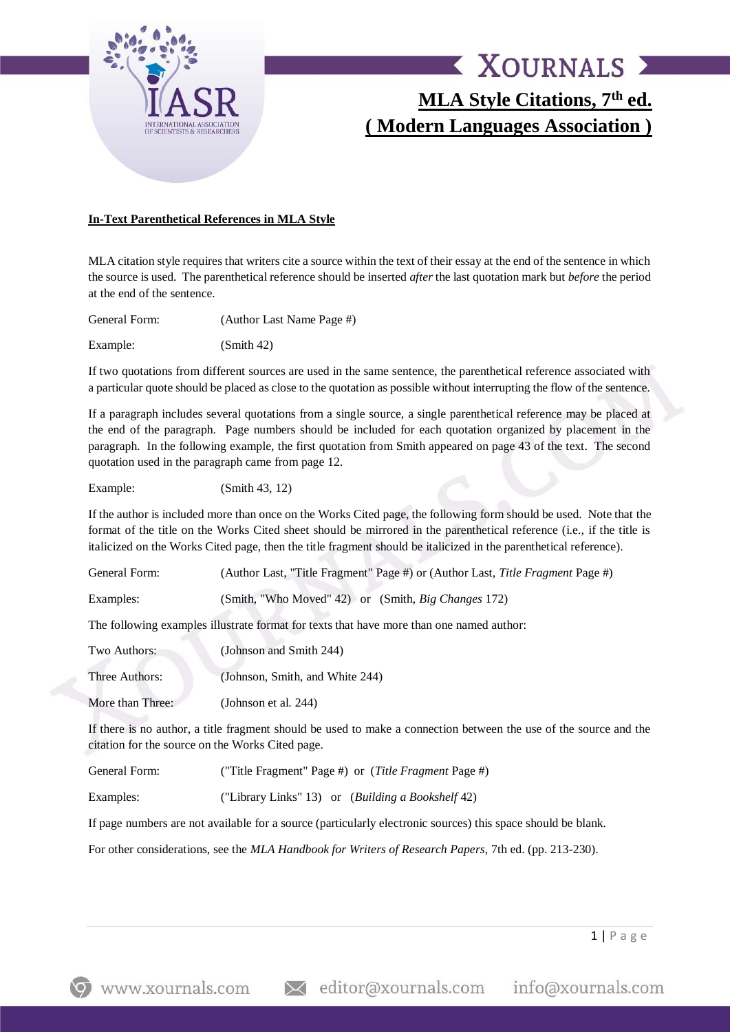# MLA Style Citations, 7th ed.
# ( Modern Languages Association )

### In-Text Parenthetical References in MLA Style

MLA citation style requires that writers cite a source within the text of their essay at the end of the sentence in which the source is used. The parenthetical reference should be inserted *after* the last quotation mark but *before* the period at the end of the sentence.

General Form: (Author Last Name Page #)

Example: (Smith 42)

If two quotations from different sources are used in the same sentence, the parenthetical reference associated with a particular quote should be placed as close to the quotation as possible without interrupting the flow of the sentence.

If a paragraph includes several quotations from a single source, a single parenthetical reference may be placed at the end of the paragraph. Page numbers should be included for each quotation organized by placement in the paragraph. In the following example, the first quotation from Smith appeared on page 43 of the text. The second quotation used in the paragraph came from page 12.

Example: (Smith 43, 12)

If the author is included more than once on the Works Cited page, the following form should be used. Note that the format of the title on the Works Cited sheet should be mirrored in the parenthetical reference (i.e., if the title is italicized on the Works Cited page, then the title fragment should be italicized in the parenthetical reference).

General Form: (Author Last, "Title Fragment" Page #) or (Author Last, *Title Fragment* Page #)

Examples: (Smith, "Who Moved" 42) or (Smith, *Big Changes* 172)

The following examples illustrate format for texts that have more than one named author:

Two Authors: (Johnson and Smith 244)

Three Authors: (Johnson, Smith, and White 244)

More than Three: (Johnson et al. 244)

If there is no author, a title fragment should be used to make a connection between the use of the source and the citation for the source on the Works Cited page.

General Form: ("Title Fragment" Page #) or (*Title Fragment* Page #)

Examples: ("Library Links" 13) or (*Building a Bookshelf* 42)

If page numbers are not available for a source (particularly electronic sources) this space should be blank.

For other considerations, see the *MLA Handbook for Writers of Research Papers*, 7th ed. (pp. 213-230).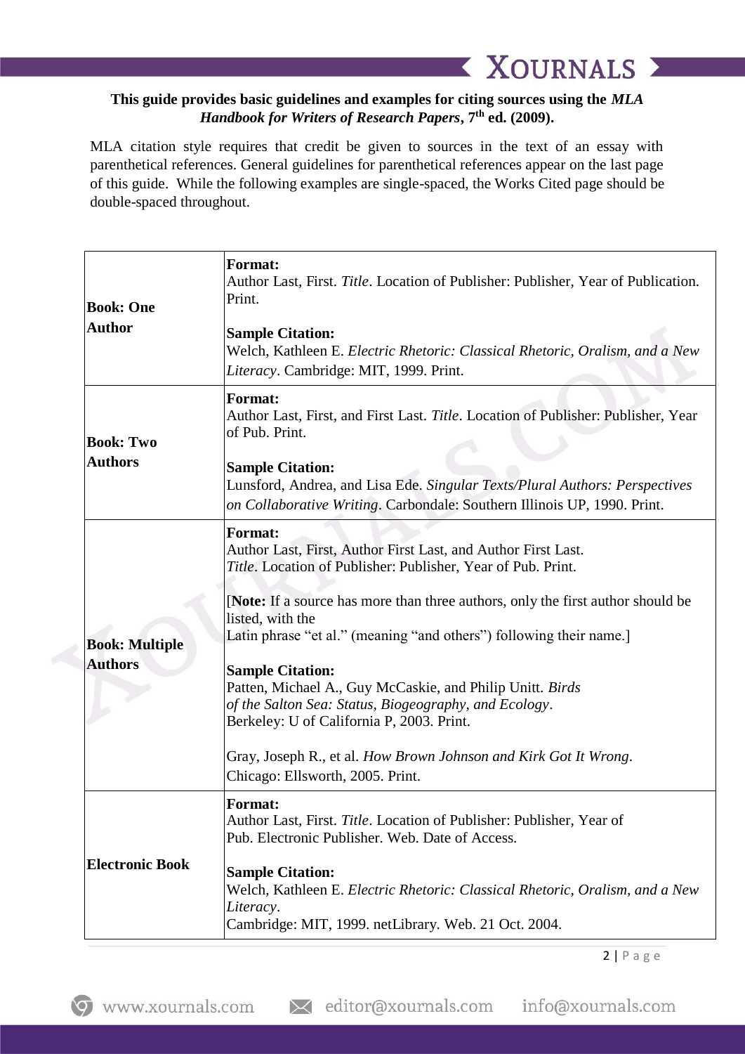**This guide provides basic guidelines and examples for citing sources using the *MLA Handbook for Writers of Research Papers*, 7th ed. (2009).**

MLA citation style requires that credit be given to sources in the text of an essay with parenthetical references. General guidelines for parenthetical references appear on the last page of this guide. While the following examples are single-spaced, the Works Cited page should be double-spaced throughout.

| | |
|---|---|
| **Book: One Author** | **Format:**<br>Author Last, First. *Title*. Location of Publisher: Publisher, Year of Publication. Print.<br><br>**Sample Citation:**<br>Welch, Kathleen E. *Electric Rhetoric: Classical Rhetoric, Oralism, and a New Literacy*. Cambridge: MIT, 1999. Print. |
| **Book: Two Authors** | **Format:**<br>Author Last, First, and First Last. *Title*. Location of Publisher: Publisher, Year of Pub. Print.<br><br>**Sample Citation:**<br>Lunsford, Andrea, and Lisa Ede. *Singular Texts/Plural Authors: Perspectives on Collaborative Writing*. Carbondale: Southern Illinois UP, 1990. Print. |
| **Book: Multiple Authors** | **Format:**<br>Author Last, First, Author First Last, and Author First Last.<br>*Title*. Location of Publisher: Publisher, Year of Pub. Print.<br><br>[**Note:** If a source has more than three authors, only the first author should be listed, with the<br>Latin phrase "et al." (meaning "and others") following their name.]<br><br>**Sample Citation:**<br>Patten, Michael A., Guy McCaskie, and Philip Unitt. *Birds of the Salton Sea: Status, Biogeography, and Ecology*.<br>Berkeley: U of California P, 2003. Print.<br><br>Gray, Joseph R., et al. *How Brown Johnson and Kirk Got It Wrong*.<br>Chicago: Ellsworth, 2005. Print. |
| **Electronic Book** | **Format:**<br>Author Last, First. *Title*. Location of Publisher: Publisher, Year of Pub. Electronic Publisher. Web. Date of Access.<br><br>**Sample Citation:**<br>Welch, Kathleen E. *Electric Rhetoric: Classical Rhetoric, Oralism, and a New Literacy*.<br>Cambridge: MIT, 1999. netLibrary. Web. 21 Oct. 2004. |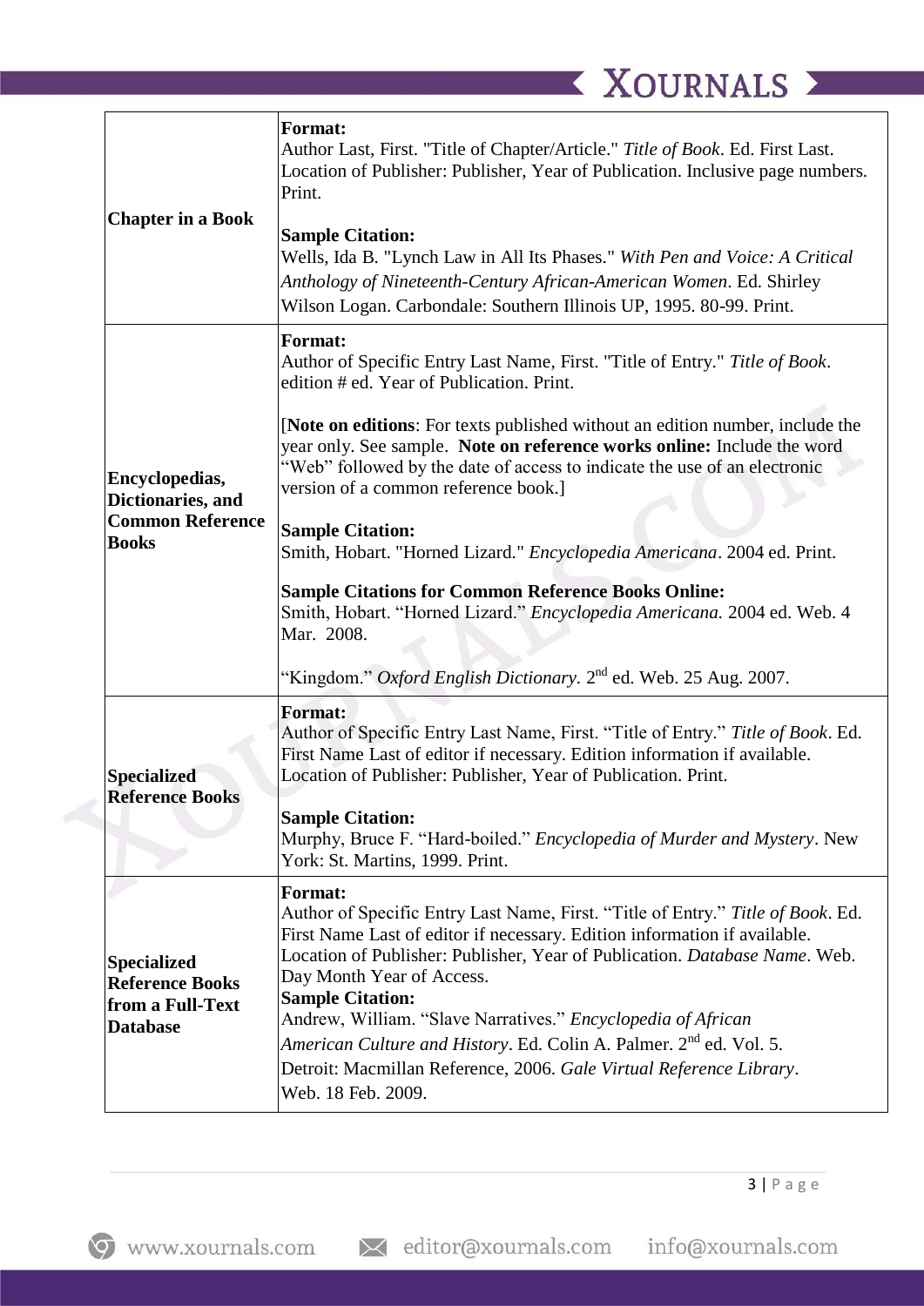| | |
|---|---|
| **Chapter in a Book** | **Format:**<br>Author Last, First. "Title of Chapter/Article." *Title of Book*. Ed. First Last. Location of Publisher: Publisher, Year of Publication. Inclusive page numbers. Print.<br><br>**Sample Citation:**<br>Wells, Ida B. "Lynch Law in All Its Phases." *With Pen and Voice: A Critical Anthology of Nineteenth-Century African-American Women*. Ed. Shirley Wilson Logan. Carbondale: Southern Illinois UP, 1995. 80-99. Print. |
| **Encyclopedias, Dictionaries, and Common Reference Books** | **Format:**<br>Author of Specific Entry Last Name, First. "Title of Entry." *Title of Book*. edition # ed. Year of Publication. Print.<br><br>[**Note on editions**: For texts published without an edition number, include the year only. See sample. **Note on reference works online:** Include the word "Web" followed by the date of access to indicate the use of an electronic version of a common reference book.]<br><br>**Sample Citation:**<br>Smith, Hobart. "Horned Lizard." *Encyclopedia Americana*. 2004 ed. Print.<br><br>**Sample Citations for Common Reference Books Online:**<br>Smith, Hobart. "Horned Lizard." *Encyclopedia Americana.* 2004 ed. Web. 4 Mar. 2008.<br><br>"Kingdom." *Oxford English Dictionary.* 2nd ed. Web. 25 Aug. 2007. |
| **Specialized Reference Books** | **Format:**<br>Author of Specific Entry Last Name, First. "Title of Entry." *Title of Book*. Ed. First Name Last of editor if necessary. Edition information if available. Location of Publisher: Publisher, Year of Publication. Print.<br><br>**Sample Citation:**<br>Murphy, Bruce F. "Hard-boiled." *Encyclopedia of Murder and Mystery*. New York: St. Martins, 1999. Print. |
| **Specialized Reference Books from a Full-Text Database** | **Format:**<br>Author of Specific Entry Last Name, First. "Title of Entry." *Title of Book*. Ed. First Name Last of editor if necessary. Edition information if available. Location of Publisher: Publisher, Year of Publication. *Database Name*. Web. Day Month Year of Access.<br>**Sample Citation:**<br>Andrew, William. "Slave Narratives." *Encyclopedia of African American Culture and History*. Ed. Colin A. Palmer. 2nd ed. Vol. 5. Detroit: Macmillan Reference, 2006. *Gale Virtual Reference Library*. Web. 18 Feb. 2009. |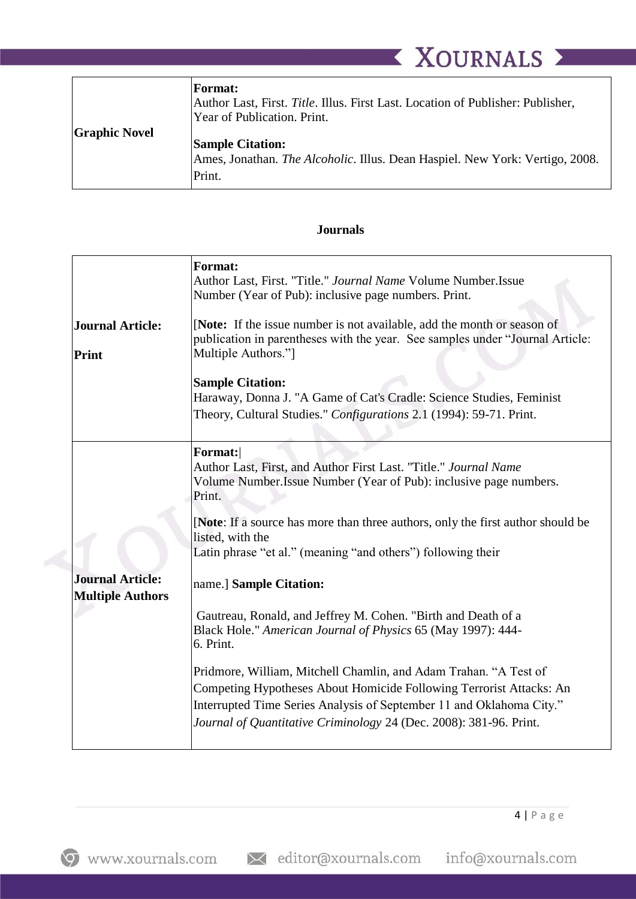| | |
|---|---|
| **Graphic Novel** | **Format:**<br>Author Last, First. *Title*. Illus. First Last. Location of Publisher: Publisher, Year of Publication. Print.<br><br>**Sample Citation:**<br>Ames, Jonathan. *The Alcoholic*. Illus. Dean Haspiel. New York: Vertigo, 2008. Print. |

**Journals**

| | |
|---|---|
| **Journal Article:**<br><br>**Print** | **Format:**<br>Author Last, First. "Title." *Journal Name* Volume Number.Issue Number (Year of Pub): inclusive page numbers. Print.<br><br>[**Note:** If the issue number is not available, add the month or season of publication in parentheses with the year. See samples under "Journal Article: Multiple Authors."]<br><br>**Sample Citation:**<br>Haraway, Donna J. "A Game of Cat's Cradle: Science Studies, Feminist Theory, Cultural Studies." *Configurations* 2.1 (1994): 59-71. Print. |
| **Journal Article: Multiple Authors** | **Format:**<br>Author Last, First, and Author First Last. "Title." *Journal Name* Volume Number.Issue Number (Year of Pub): inclusive page numbers. Print.<br><br>[**Note**: If a source has more than three authors, only the first author should be listed, with the Latin phrase "et al." (meaning "and others") following their name.] **Sample Citation:**<br><br>Gautreau, Ronald, and Jeffrey M. Cohen. "Birth and Death of a Black Hole." *American Journal of Physics* 65 (May 1997): 444-6. Print.<br><br>Pridmore, William, Mitchell Chamlin, and Adam Trahan. "A Test of Competing Hypotheses About Homicide Following Terrorist Attacks: An Interrupted Time Series Analysis of September 11 and Oklahoma City." *Journal of Quantitative Criminology* 24 (Dec. 2008): 381-96. Print. |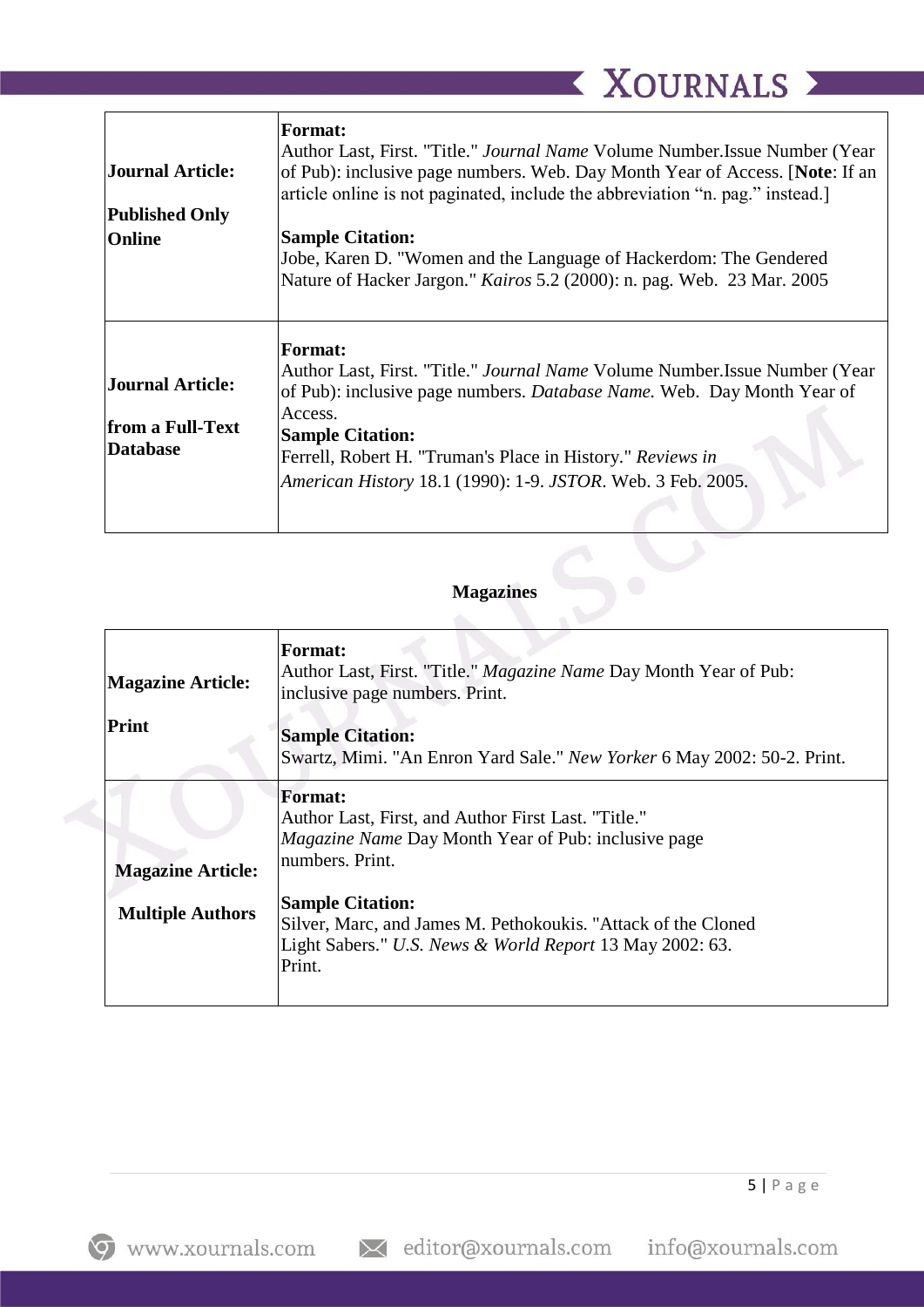| **Journal Article:**<br><br>**Published Only Online** | **Format:**<br>Author Last, First. "Title." *Journal Name* Volume Number.Issue Number (Year of Pub): inclusive page numbers. Web. Day Month Year of Access. [**Note**: If an article online is not paginated, include the abbreviation "n. pag." instead.]<br><br>**Sample Citation:**<br>Jobe, Karen D. "Women and the Language of Hackerdom: The Gendered Nature of Hacker Jargon." *Kairos* 5.2 (2000): n. pag. Web. 23 Mar. 2005 |
|---|---|
| **Journal Article:**<br><br>**from a Full-Text Database** | **Format:**<br>Author Last, First. "Title." *Journal Name* Volume Number.Issue Number (Year of Pub): inclusive page numbers. *Database Name.* Web. Day Month Year of Access.<br>**Sample Citation:**<br>Ferrell, Robert H. "Truman's Place in History." *Reviews in American History* 18.1 (1990): 1-9. *JSTOR*. Web. 3 Feb. 2005. |

**Magazines**

| **Magazine Article:**<br><br>**Print** | **Format:**<br>Author Last, First. "Title." *Magazine Name* Day Month Year of Pub: inclusive page numbers. Print.<br><br>**Sample Citation:**<br>Swartz, Mimi. "An Enron Yard Sale." *New Yorker* 6 May 2002: 50-2. Print. |
|---|---|
| **Magazine Article:**<br><br>**Multiple Authors** | **Format:**<br>Author Last, First, and Author First Last. "Title." *Magazine Name* Day Month Year of Pub: inclusive page numbers. Print.<br><br>**Sample Citation:**<br>Silver, Marc, and James M. Pethokoukis. "Attack of the Cloned Light Sabers." *U.S. News & World Report* 13 May 2002: 63. Print. |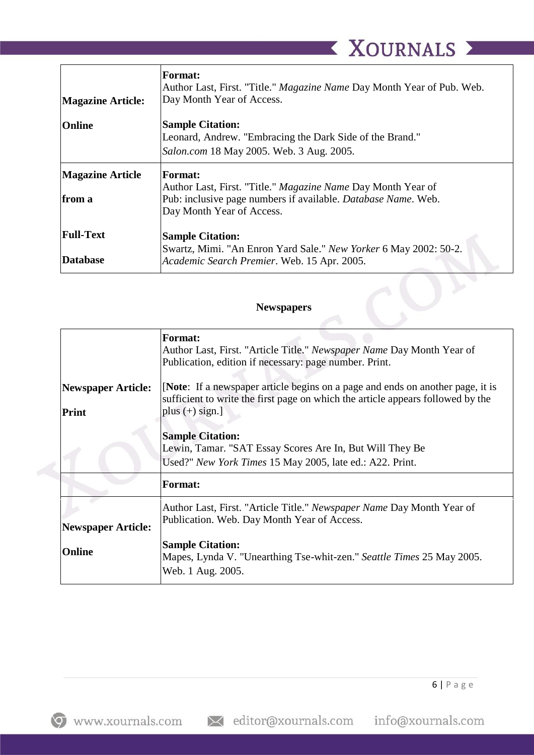| | |
|---|---|
| **Magazine Article: Online** | **Format:** Author Last, First. "Title." *Magazine Name* Day Month Year of Pub. Web. Day Month Year of Access. **Sample Citation:** Leonard, Andrew. "Embracing the Dark Side of the Brand." *Salon.com* 18 May 2005. Web. 3 Aug. 2005. |
| **Magazine Article from a Full-Text Database** | **Format:** Author Last, First. "Title." *Magazine Name* Day Month Year of Pub: inclusive page numbers if available. *Database Name*. Web. Day Month Year of Access. **Sample Citation:** Swartz, Mimi. "An Enron Yard Sale." *New Yorker* 6 May 2002: 50-2. *Academic Search Premier*. Web. 15 Apr. 2005. |

**Newspapers**

| | |
|---|---|
| **Newspaper Article: Print** | **Format:** Author Last, First. "Article Title." *Newspaper Name* Day Month Year of Publication, edition if necessary: page number. Print. [**Note**: If a newspaper article begins on a page and ends on another page, it is sufficient to write the first page on which the article appears followed by the plus (+) sign.] **Sample Citation:** Lewin, Tamar. "SAT Essay Scores Are In, But Will They Be Used?" *New York Times* 15 May 2005, late ed.: A22. Print. |
| **Newspaper Article: Online** | **Format:** Author Last, First. "Article Title." *Newspaper Name* Day Month Year of Publication. Web. Day Month Year of Access. **Sample Citation:** Mapes, Lynda V. "Unearthing Tse-whit-zen." *Seattle Times* 25 May 2005. Web. 1 Aug. 2005. |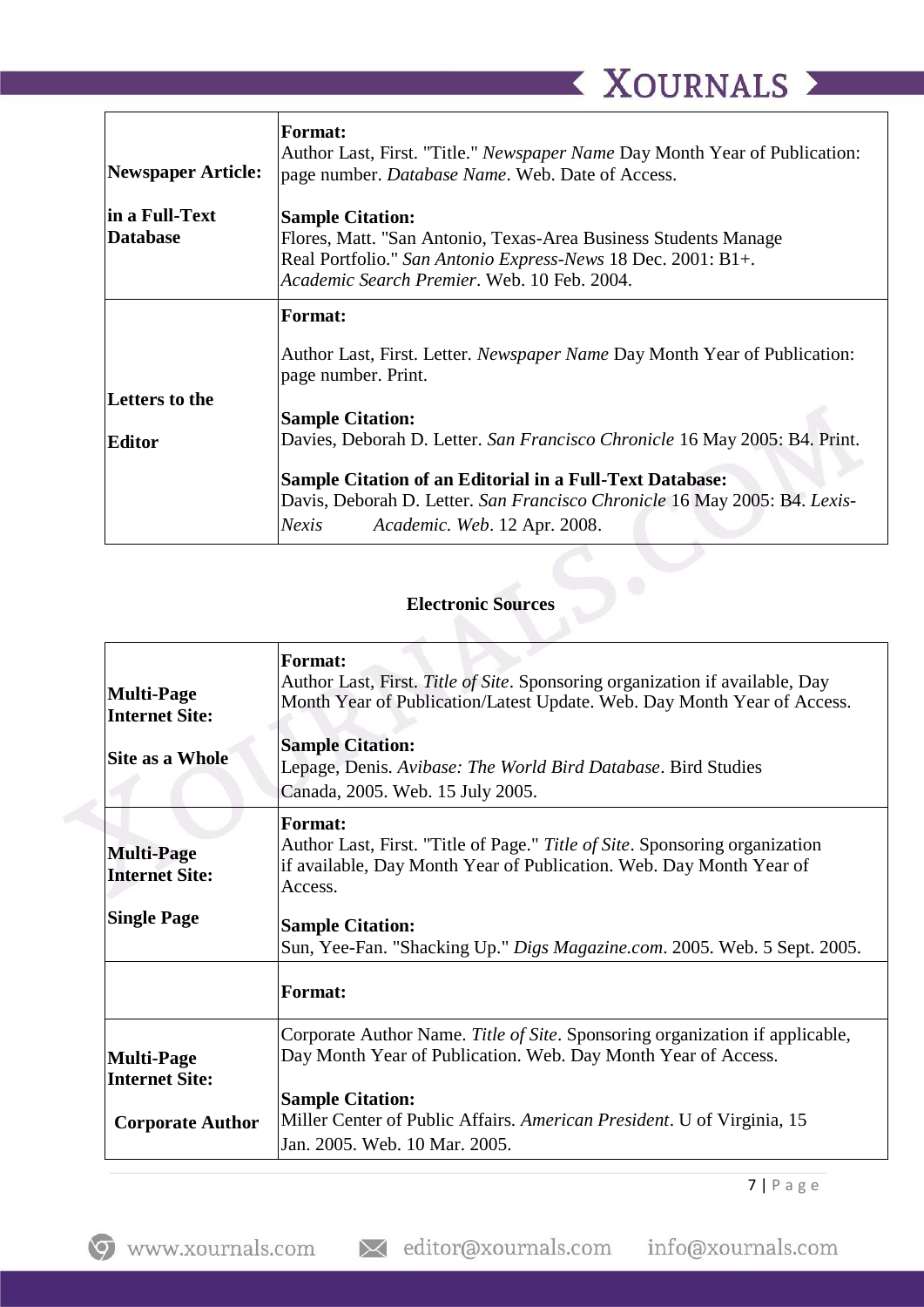| | |
|---|---|
| **Newspaper Article:** **in a Full-Text Database** | **Format:** Author Last, First. "Title." *Newspaper Name* Day Month Year of Publication: page number. *Database Name*. Web. Date of Access. **Sample Citation:** Flores, Matt. "San Antonio, Texas-Area Business Students Manage Real Portfolio." *San Antonio Express-News* 18 Dec. 2001: B1+. *Academic Search Premier*. Web. 10 Feb. 2004. |
| **Letters to the Editor** | **Format:** Author Last, First. Letter. *Newspaper Name* Day Month Year of Publication: page number. Print. **Sample Citation:** Davies, Deborah D. Letter. *San Francisco Chronicle* 16 May 2005: B4. Print. **Sample Citation of an Editorial in a Full-Text Database:** Davis, Deborah D. Letter. *San Francisco Chronicle* 16 May 2005: B4. *Lexis-Nexis Academic. Web*. 12 Apr. 2008. |

**Electronic Sources**

| | |
|---|---|
| **Multi-Page Internet Site:** **Site as a Whole** | **Format:** Author Last, First. *Title of Site*. Sponsoring organization if available, Day Month Year of Publication/Latest Update. Web. Day Month Year of Access. **Sample Citation:** Lepage, Denis. *Avibase: The World Bird Database*. Bird Studies Canada, 2005. Web. 15 July 2005. |
| **Multi-Page Internet Site:** **Single Page** | **Format:** Author Last, First. "Title of Page." *Title of Site*. Sponsoring organization if available, Day Month Year of Publication. Web. Day Month Year of Access. **Sample Citation:** Sun, Yee-Fan. "Shacking Up." *Digs Magazine.com*. 2005. Web. 5 Sept. 2005. |
| | **Format:** |
| **Multi-Page Internet Site:** **Corporate Author** | Corporate Author Name. *Title of Site*. Sponsoring organization if applicable, Day Month Year of Publication. Web. Day Month Year of Access. **Sample Citation:** Miller Center of Public Affairs. *American President*. U of Virginia, 15 Jan. 2005. Web. 10 Mar. 2005. |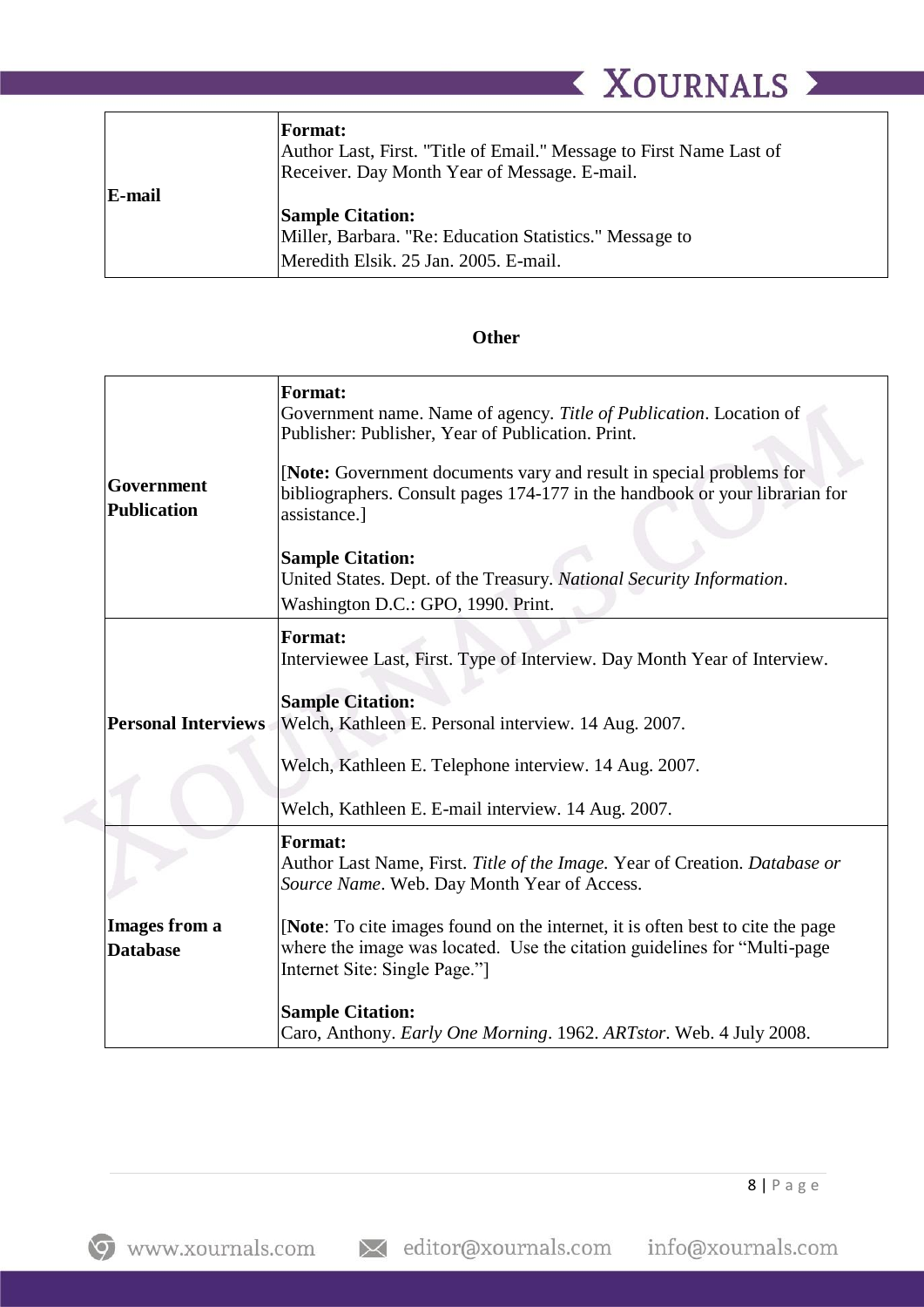| | |
|---|---|
| **E-mail** | **Format:**<br>Author Last, First. "Title of Email." Message to First Name Last of Receiver. Day Month Year of Message. E-mail.<br><br>**Sample Citation:**<br>Miller, Barbara. "Re: Education Statistics." Message to Meredith Elsik. 25 Jan. 2005. E-mail. |

### Other

| | |
|---|---|
| **Government Publication** | **Format:**<br>Government name. Name of agency. *Title of Publication*. Location of Publisher: Publisher, Year of Publication. Print.<br><br>[**Note:** Government documents vary and result in special problems for bibliographers. Consult pages 174-177 in the handbook or your librarian for assistance.]<br><br>**Sample Citation:**<br>United States. Dept. of the Treasury. *National Security Information*. Washington D.C.: GPO, 1990. Print. |
| **Personal Interviews** | **Format:**<br>Interviewee Last, First. Type of Interview. Day Month Year of Interview.<br><br>**Sample Citation:**<br>Welch, Kathleen E. Personal interview. 14 Aug. 2007.<br><br>Welch, Kathleen E. Telephone interview. 14 Aug. 2007.<br><br>Welch, Kathleen E. E-mail interview. 14 Aug. 2007. |
| **Images from a Database** | **Format:**<br>Author Last Name, First. *Title of the Image.* Year of Creation. *Database or Source Name*. Web. Day Month Year of Access.<br><br>[**Note**: To cite images found on the internet, it is often best to cite the page where the image was located. Use the citation guidelines for "Multi-page Internet Site: Single Page."]<br><br>**Sample Citation:**<br>Caro, Anthony. *Early One Morning*. 1962. *ARTstor*. Web. 4 July 2008. |